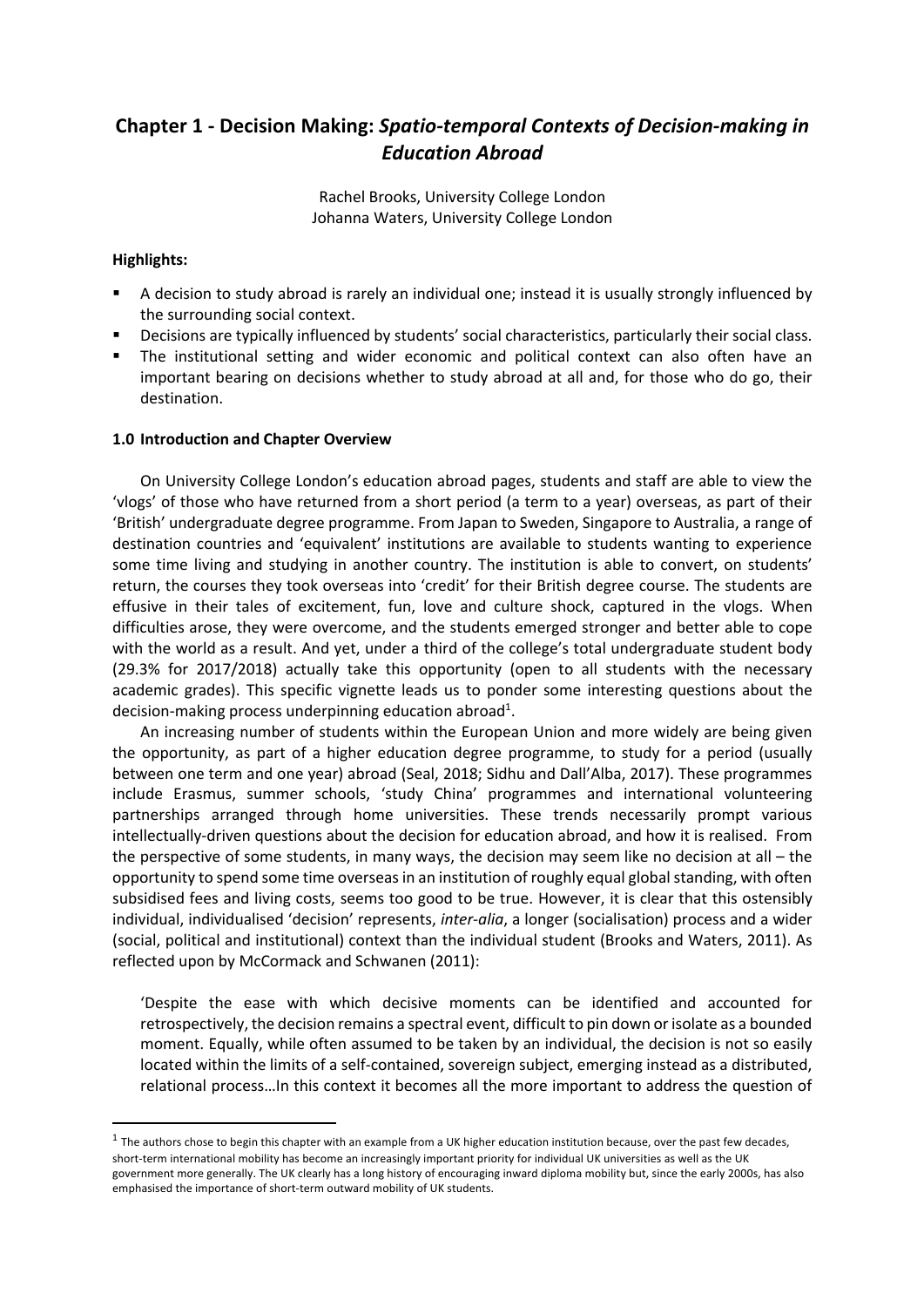# Chapter 1 - Decision Making: *Spatio-temporal Contexts of Decision-making in Education Abroad*

Rachel Brooks, University College London
Johanna Waters, University College London

**Highlights:**

- A decision to study abroad is rarely an individual one; instead it is usually strongly influenced by the surrounding social context.
- Decisions are typically influenced by students' social characteristics, particularly their social class.
- The institutional setting and wider economic and political context can also often have an important bearing on decisions whether to study abroad at all and, for those who do go, their destination.

## 1.0 Introduction and Chapter Overview

On University College London's education abroad pages, students and staff are able to view the 'vlogs' of those who have returned from a short period (a term to a year) overseas, as part of their 'British' undergraduate degree programme. From Japan to Sweden, Singapore to Australia, a range of destination countries and 'equivalent' institutions are available to students wanting to experience some time living and studying in another country. The institution is able to convert, on students' return, the courses they took overseas into 'credit' for their British degree course. The students are effusive in their tales of excitement, fun, love and culture shock, captured in the vlogs. When difficulties arose, they were overcome, and the students emerged stronger and better able to cope with the world as a result. And yet, under a third of the college's total undergraduate student body (29.3% for 2017/2018) actually take this opportunity (open to all students with the necessary academic grades). This specific vignette leads us to ponder some interesting questions about the decision-making process underpinning education abroad[1].

An increasing number of students within the European Union and more widely are being given the opportunity, as part of a higher education degree programme, to study for a period (usually between one term and one year) abroad (Seal, 2018; Sidhu and Dall'Alba, 2017). These programmes include Erasmus, summer schools, 'study China' programmes and international volunteering partnerships arranged through home universities. These trends necessarily prompt various intellectually-driven questions about the decision for education abroad, and how it is realised. From the perspective of some students, in many ways, the decision may seem like no decision at all – the opportunity to spend some time overseas in an institution of roughly equal global standing, with often subsidised fees and living costs, seems too good to be true. However, it is clear that this ostensibly individual, individualised 'decision' represents, *inter-alia*, a longer (socialisation) process and a wider (social, political and institutional) context than the individual student (Brooks and Waters, 2011). As reflected upon by McCormack and Schwanen (2011):

> 'Despite the ease with which decisive moments can be identified and accounted for retrospectively, the decision remains a spectral event, difficult to pin down or isolate as a bounded moment. Equally, while often assumed to be taken by an individual, the decision is not so easily located within the limits of a self-contained, sovereign subject, emerging instead as a distributed, relational process…In this context it becomes all the more important to address the question of

[1] The authors chose to begin this chapter with an example from a UK higher education institution because, over the past few decades, short-term international mobility has become an increasingly important priority for individual UK universities as well as the UK government more generally. The UK clearly has a long history of encouraging inward diploma mobility but, since the early 2000s, has also emphasised the importance of short-term outward mobility of UK students.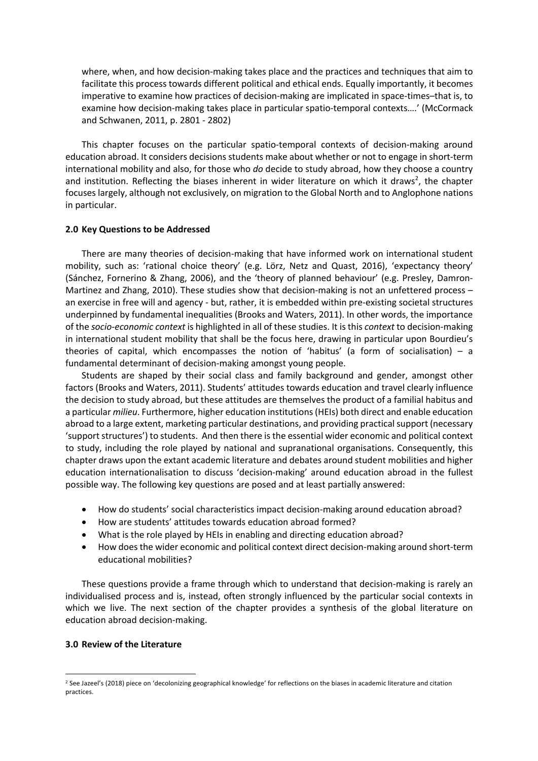where, when, and how decision-making takes place and the practices and techniques that aim to facilitate this process towards different political and ethical ends. Equally importantly, it becomes imperative to examine how practices of decision-making are implicated in space-times–that is, to examine how decision-making takes place in particular spatio-temporal contexts….' (McCormack and Schwanen, 2011, p. 2801 - 2802)

This chapter focuses on the particular spatio-temporal contexts of decision-making around education abroad. It considers decisions students make about whether or not to engage in short-term international mobility and also, for those who *do* decide to study abroad, how they choose a country and institution. Reflecting the biases inherent in wider literature on which it draws[2], the chapter focuses largely, although not exclusively, on migration to the Global North and to Anglophone nations in particular.

### 2.0 Key Questions to be Addressed

There are many theories of decision-making that have informed work on international student mobility, such as: 'rational choice theory' (e.g. Lörz, Netz and Quast, 2016), 'expectancy theory' (Sánchez, Fornerino & Zhang, 2006), and the 'theory of planned behaviour' (e.g. Presley, Damron-Martinez and Zhang, 2010). These studies show that decision-making is not an unfettered process – an exercise in free will and agency - but, rather, it is embedded within pre-existing societal structures underpinned by fundamental inequalities (Brooks and Waters, 2011). In other words, the importance of the *socio-economic context* is highlighted in all of these studies. It is this *context* to decision-making in international student mobility that shall be the focus here, drawing in particular upon Bourdieu's theories of capital, which encompasses the notion of 'habitus' (a form of socialisation) – a fundamental determinant of decision-making amongst young people.

Students are shaped by their social class and family background and gender, amongst other factors (Brooks and Waters, 2011). Students' attitudes towards education and travel clearly influence the decision to study abroad, but these attitudes are themselves the product of a familial habitus and a particular *milieu*. Furthermore, higher education institutions (HEIs) both direct and enable education abroad to a large extent, marketing particular destinations, and providing practical support (necessary 'support structures') to students. And then there is the essential wider economic and political context to study, including the role played by national and supranational organisations. Consequently, this chapter draws upon the extant academic literature and debates around student mobilities and higher education internationalisation to discuss 'decision-making' around education abroad in the fullest possible way. The following key questions are posed and at least partially answered:

- How do students' social characteristics impact decision-making around education abroad?
- How are students' attitudes towards education abroad formed?
- What is the role played by HEIs in enabling and directing education abroad?
- How does the wider economic and political context direct decision-making around short-term educational mobilities?

These questions provide a frame through which to understand that decision-making is rarely an individualised process and is, instead, often strongly influenced by the particular social contexts in which we live. The next section of the chapter provides a synthesis of the global literature on education abroad decision-making.

### 3.0 Review of the Literature

[2] See Jazeel's (2018) piece on 'decolonizing geographical knowledge' for reflections on the biases in academic literature and citation practices.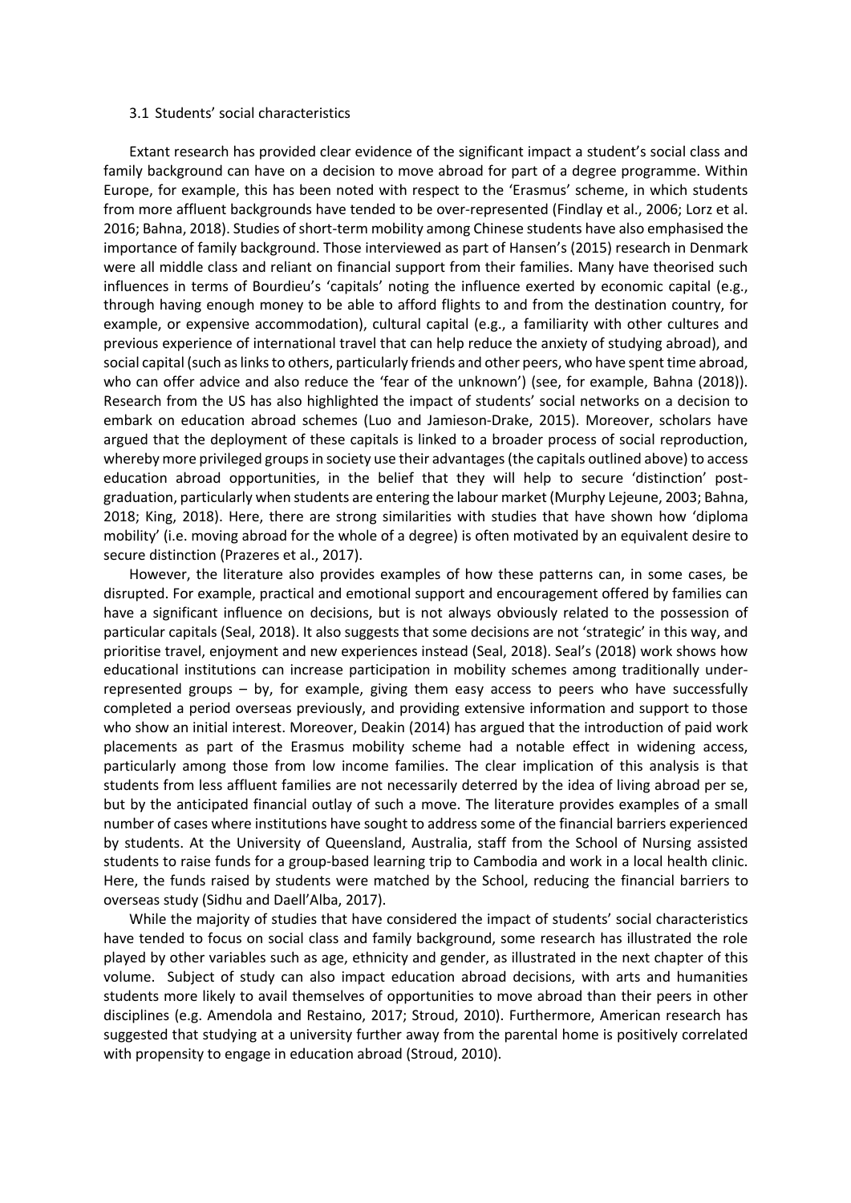### 3.1 Students' social characteristics

Extant research has provided clear evidence of the significant impact a student's social class and family background can have on a decision to move abroad for part of a degree programme. Within Europe, for example, this has been noted with respect to the 'Erasmus' scheme, in which students from more affluent backgrounds have tended to be over-represented (Findlay et al., 2006; Lorz et al. 2016; Bahna, 2018). Studies of short-term mobility among Chinese students have also emphasised the importance of family background. Those interviewed as part of Hansen's (2015) research in Denmark were all middle class and reliant on financial support from their families. Many have theorised such influences in terms of Bourdieu's 'capitals' noting the influence exerted by economic capital (e.g., through having enough money to be able to afford flights to and from the destination country, for example, or expensive accommodation), cultural capital (e.g., a familiarity with other cultures and previous experience of international travel that can help reduce the anxiety of studying abroad), and social capital (such as links to others, particularly friends and other peers, who have spent time abroad, who can offer advice and also reduce the 'fear of the unknown') (see, for example, Bahna (2018)). Research from the US has also highlighted the impact of students' social networks on a decision to embark on education abroad schemes (Luo and Jamieson-Drake, 2015). Moreover, scholars have argued that the deployment of these capitals is linked to a broader process of social reproduction, whereby more privileged groups in society use their advantages (the capitals outlined above) to access education abroad opportunities, in the belief that they will help to secure 'distinction' post-graduation, particularly when students are entering the labour market (Murphy Lejeune, 2003; Bahna, 2018; King, 2018). Here, there are strong similarities with studies that have shown how 'diploma mobility' (i.e. moving abroad for the whole of a degree) is often motivated by an equivalent desire to secure distinction (Prazeres et al., 2017).

However, the literature also provides examples of how these patterns can, in some cases, be disrupted. For example, practical and emotional support and encouragement offered by families can have a significant influence on decisions, but is not always obviously related to the possession of particular capitals (Seal, 2018). It also suggests that some decisions are not 'strategic' in this way, and prioritise travel, enjoyment and new experiences instead (Seal, 2018). Seal's (2018) work shows how educational institutions can increase participation in mobility schemes among traditionally under-represented groups – by, for example, giving them easy access to peers who have successfully completed a period overseas previously, and providing extensive information and support to those who show an initial interest. Moreover, Deakin (2014) has argued that the introduction of paid work placements as part of the Erasmus mobility scheme had a notable effect in widening access, particularly among those from low income families. The clear implication of this analysis is that students from less affluent families are not necessarily deterred by the idea of living abroad per se, but by the anticipated financial outlay of such a move. The literature provides examples of a small number of cases where institutions have sought to address some of the financial barriers experienced by students. At the University of Queensland, Australia, staff from the School of Nursing assisted students to raise funds for a group-based learning trip to Cambodia and work in a local health clinic. Here, the funds raised by students were matched by the School, reducing the financial barriers to overseas study (Sidhu and Daell'Alba, 2017).

While the majority of studies that have considered the impact of students' social characteristics have tended to focus on social class and family background, some research has illustrated the role played by other variables such as age, ethnicity and gender, as illustrated in the next chapter of this volume. Subject of study can also impact education abroad decisions, with arts and humanities students more likely to avail themselves of opportunities to move abroad than their peers in other disciplines (e.g. Amendola and Restaino, 2017; Stroud, 2010). Furthermore, American research has suggested that studying at a university further away from the parental home is positively correlated with propensity to engage in education abroad (Stroud, 2010).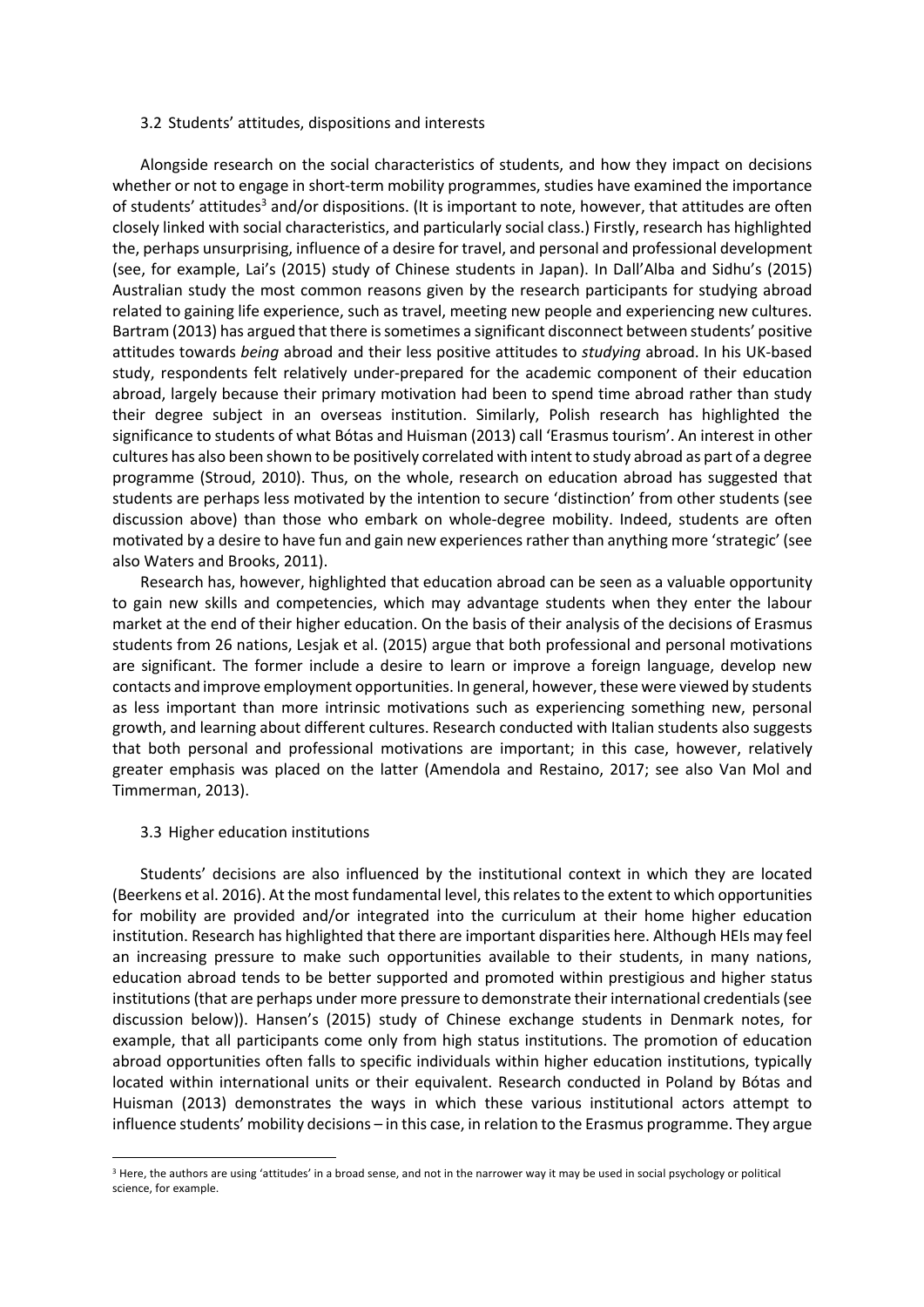### 3.2 Students' attitudes, dispositions and interests

Alongside research on the social characteristics of students, and how they impact on decisions whether or not to engage in short-term mobility programmes, studies have examined the importance of students' attitudes[3] and/or dispositions. (It is important to note, however, that attitudes are often closely linked with social characteristics, and particularly social class.) Firstly, research has highlighted the, perhaps unsurprising, influence of a desire for travel, and personal and professional development (see, for example, Lai's (2015) study of Chinese students in Japan). In Dall'Alba and Sidhu's (2015) Australian study the most common reasons given by the research participants for studying abroad related to gaining life experience, such as travel, meeting new people and experiencing new cultures. Bartram (2013) has argued that there is sometimes a significant disconnect between students' positive attitudes towards *being* abroad and their less positive attitudes to *studying* abroad. In his UK-based study, respondents felt relatively under-prepared for the academic component of their education abroad, largely because their primary motivation had been to spend time abroad rather than study their degree subject in an overseas institution. Similarly, Polish research has highlighted the significance to students of what Bótas and Huisman (2013) call 'Erasmus tourism'. An interest in other cultures has also been shown to be positively correlated with intent to study abroad as part of a degree programme (Stroud, 2010). Thus, on the whole, research on education abroad has suggested that students are perhaps less motivated by the intention to secure 'distinction' from other students (see discussion above) than those who embark on whole-degree mobility. Indeed, students are often motivated by a desire to have fun and gain new experiences rather than anything more 'strategic' (see also Waters and Brooks, 2011).

Research has, however, highlighted that education abroad can be seen as a valuable opportunity to gain new skills and competencies, which may advantage students when they enter the labour market at the end of their higher education. On the basis of their analysis of the decisions of Erasmus students from 26 nations, Lesjak et al. (2015) argue that both professional and personal motivations are significant. The former include a desire to learn or improve a foreign language, develop new contacts and improve employment opportunities. In general, however, these were viewed by students as less important than more intrinsic motivations such as experiencing something new, personal growth, and learning about different cultures. Research conducted with Italian students also suggests that both personal and professional motivations are important; in this case, however, relatively greater emphasis was placed on the latter (Amendola and Restaino, 2017; see also Van Mol and Timmerman, 2013).

### 3.3 Higher education institutions

Students' decisions are also influenced by the institutional context in which they are located (Beerkens et al. 2016). At the most fundamental level, this relates to the extent to which opportunities for mobility are provided and/or integrated into the curriculum at their home higher education institution. Research has highlighted that there are important disparities here. Although HEIs may feel an increasing pressure to make such opportunities available to their students, in many nations, education abroad tends to be better supported and promoted within prestigious and higher status institutions (that are perhaps under more pressure to demonstrate their international credentials (see discussion below)). Hansen's (2015) study of Chinese exchange students in Denmark notes, for example, that all participants come only from high status institutions. The promotion of education abroad opportunities often falls to specific individuals within higher education institutions, typically located within international units or their equivalent. Research conducted in Poland by Bótas and Huisman (2013) demonstrates the ways in which these various institutional actors attempt to influence students' mobility decisions – in this case, in relation to the Erasmus programme. They argue

[3] Here, the authors are using 'attitudes' in a broad sense, and not in the narrower way it may be used in social psychology or political science, for example.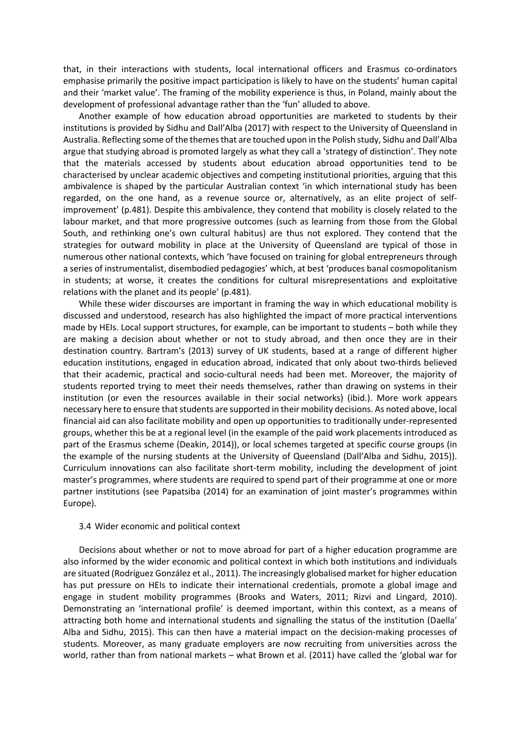that, in their interactions with students, local international officers and Erasmus co-ordinators emphasise primarily the positive impact participation is likely to have on the students' human capital and their 'market value'. The framing of the mobility experience is thus, in Poland, mainly about the development of professional advantage rather than the 'fun' alluded to above.

Another example of how education abroad opportunities are marketed to students by their institutions is provided by Sidhu and Dall'Alba (2017) with respect to the University of Queensland in Australia. Reflecting some of the themes that are touched upon in the Polish study, Sidhu and Dall'Alba argue that studying abroad is promoted largely as what they call a 'strategy of distinction'. They note that the materials accessed by students about education abroad opportunities tend to be characterised by unclear academic objectives and competing institutional priorities, arguing that this ambivalence is shaped by the particular Australian context 'in which international study has been regarded, on the one hand, as a revenue source or, alternatively, as an elite project of self-improvement' (p.481). Despite this ambivalence, they contend that mobility is closely related to the labour market, and that more progressive outcomes (such as learning from those from the Global South, and rethinking one's own cultural habitus) are thus not explored. They contend that the strategies for outward mobility in place at the University of Queensland are typical of those in numerous other national contexts, which 'have focused on training for global entrepreneurs through a series of instrumentalist, disembodied pedagogies' which, at best 'produces banal cosmopolitanism in students; at worse, it creates the conditions for cultural misrepresentations and exploitative relations with the planet and its people' (p.481).

While these wider discourses are important in framing the way in which educational mobility is discussed and understood, research has also highlighted the impact of more practical interventions made by HEIs. Local support structures, for example, can be important to students – both while they are making a decision about whether or not to study abroad, and then once they are in their destination country. Bartram's (2013) survey of UK students, based at a range of different higher education institutions, engaged in education abroad, indicated that only about two-thirds believed that their academic, practical and socio-cultural needs had been met. Moreover, the majority of students reported trying to meet their needs themselves, rather than drawing on systems in their institution (or even the resources available in their social networks) (ibid.). More work appears necessary here to ensure that students are supported in their mobility decisions. As noted above, local financial aid can also facilitate mobility and open up opportunities to traditionally under-represented groups, whether this be at a regional level (in the example of the paid work placements introduced as part of the Erasmus scheme (Deakin, 2014)), or local schemes targeted at specific course groups (in the example of the nursing students at the University of Queensland (Dall'Alba and Sidhu, 2015)). Curriculum innovations can also facilitate short-term mobility, including the development of joint master's programmes, where students are required to spend part of their programme at one or more partner institutions (see Papatsiba (2014) for an examination of joint master's programmes within Europe).

### 3.4 Wider economic and political context

Decisions about whether or not to move abroad for part of a higher education programme are also informed by the wider economic and political context in which both institutions and individuals are situated (Rodríguez González et al., 2011). The increasingly globalised market for higher education has put pressure on HEIs to indicate their international credentials, promote a global image and engage in student mobility programmes (Brooks and Waters, 2011; Rizvi and Lingard, 2010). Demonstrating an 'international profile' is deemed important, within this context, as a means of attracting both home and international students and signalling the status of the institution (Daella' Alba and Sidhu, 2015). This can then have a material impact on the decision-making processes of students. Moreover, as many graduate employers are now recruiting from universities across the world, rather than from national markets – what Brown et al. (2011) have called the 'global war for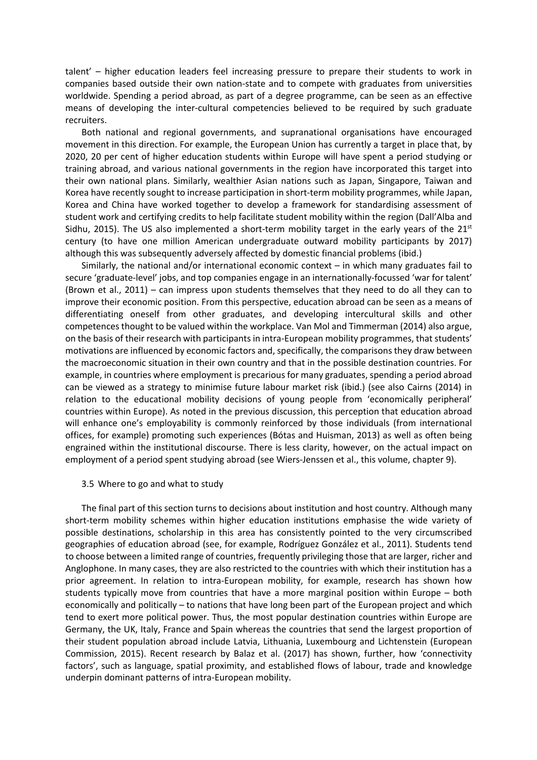talent' – higher education leaders feel increasing pressure to prepare their students to work in companies based outside their own nation-state and to compete with graduates from universities worldwide. Spending a period abroad, as part of a degree programme, can be seen as an effective means of developing the inter-cultural competencies believed to be required by such graduate recruiters.

Both national and regional governments, and supranational organisations have encouraged movement in this direction. For example, the European Union has currently a target in place that, by 2020, 20 per cent of higher education students within Europe will have spent a period studying or training abroad, and various national governments in the region have incorporated this target into their own national plans. Similarly, wealthier Asian nations such as Japan, Singapore, Taiwan and Korea have recently sought to increase participation in short-term mobility programmes, while Japan, Korea and China have worked together to develop a framework for standardising assessment of student work and certifying credits to help facilitate student mobility within the region (Dall'Alba and Sidhu, 2015). The US also implemented a short-term mobility target in the early years of the 21st century (to have one million American undergraduate outward mobility participants by 2017) although this was subsequently adversely affected by domestic financial problems (ibid.)

Similarly, the national and/or international economic context – in which many graduates fail to secure 'graduate-level' jobs, and top companies engage in an internationally-focussed 'war for talent' (Brown et al., 2011) – can impress upon students themselves that they need to do all they can to improve their economic position. From this perspective, education abroad can be seen as a means of differentiating oneself from other graduates, and developing intercultural skills and other competences thought to be valued within the workplace. Van Mol and Timmerman (2014) also argue, on the basis of their research with participants in intra-European mobility programmes, that students' motivations are influenced by economic factors and, specifically, the comparisons they draw between the macroeconomic situation in their own country and that in the possible destination countries. For example, in countries where employment is precarious for many graduates, spending a period abroad can be viewed as a strategy to minimise future labour market risk (ibid.) (see also Cairns (2014) in relation to the educational mobility decisions of young people from 'economically peripheral' countries within Europe). As noted in the previous discussion, this perception that education abroad will enhance one's employability is commonly reinforced by those individuals (from international offices, for example) promoting such experiences (Bótas and Huisman, 2013) as well as often being engrained within the institutional discourse. There is less clarity, however, on the actual impact on employment of a period spent studying abroad (see Wiers-Jenssen et al., this volume, chapter 9).

### 3.5 Where to go and what to study

The final part of this section turns to decisions about institution and host country. Although many short-term mobility schemes within higher education institutions emphasise the wide variety of possible destinations, scholarship in this area has consistently pointed to the very circumscribed geographies of education abroad (see, for example, Rodríguez González et al., 2011). Students tend to choose between a limited range of countries, frequently privileging those that are larger, richer and Anglophone. In many cases, they are also restricted to the countries with which their institution has a prior agreement. In relation to intra-European mobility, for example, research has shown how students typically move from countries that have a more marginal position within Europe – both economically and politically – to nations that have long been part of the European project and which tend to exert more political power. Thus, the most popular destination countries within Europe are Germany, the UK, Italy, France and Spain whereas the countries that send the largest proportion of their student population abroad include Latvia, Lithuania, Luxembourg and Lichtenstein (European Commission, 2015). Recent research by Balaz et al. (2017) has shown, further, how 'connectivity factors', such as language, spatial proximity, and established flows of labour, trade and knowledge underpin dominant patterns of intra-European mobility.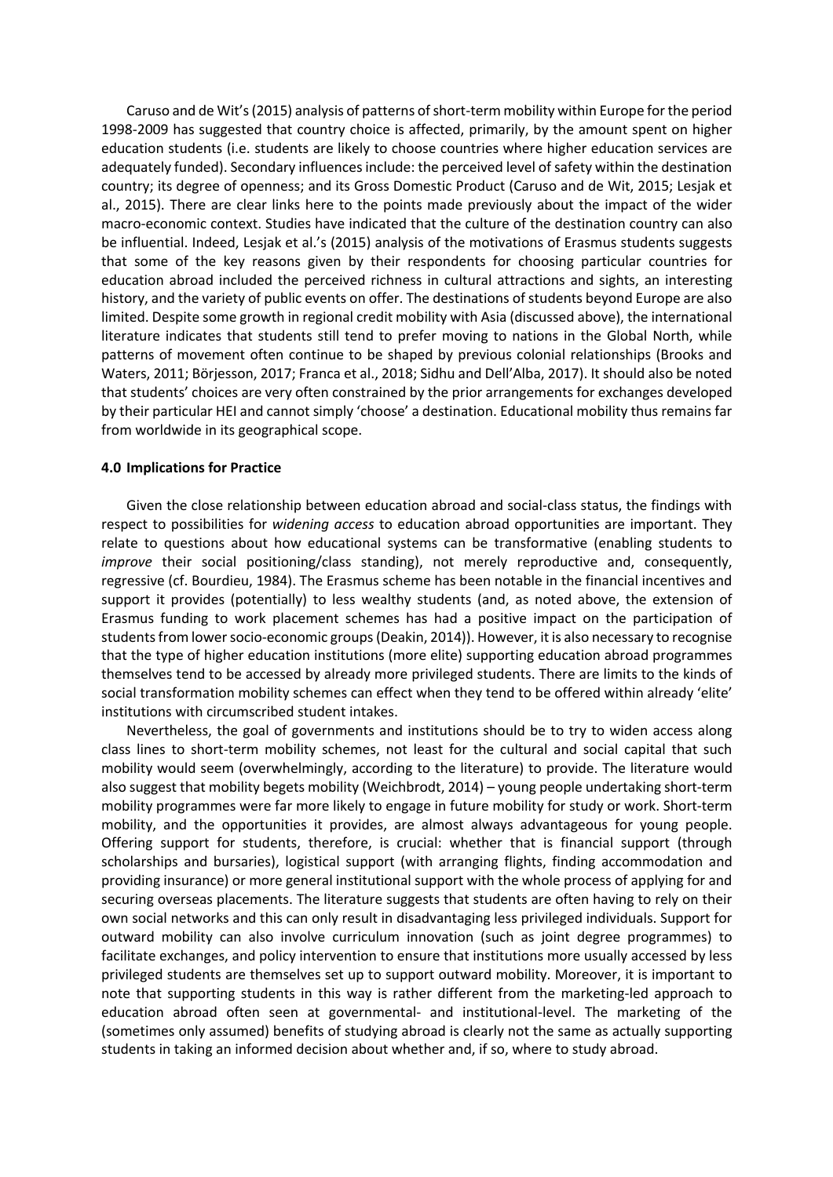Caruso and de Wit's (2015) analysis of patterns of short-term mobility within Europe for the period 1998-2009 has suggested that country choice is affected, primarily, by the amount spent on higher education students (i.e. students are likely to choose countries where higher education services are adequately funded). Secondary influences include: the perceived level of safety within the destination country; its degree of openness; and its Gross Domestic Product (Caruso and de Wit, 2015; Lesjak et al., 2015). There are clear links here to the points made previously about the impact of the wider macro-economic context. Studies have indicated that the culture of the destination country can also be influential. Indeed, Lesjak et al.'s (2015) analysis of the motivations of Erasmus students suggests that some of the key reasons given by their respondents for choosing particular countries for education abroad included the perceived richness in cultural attractions and sights, an interesting history, and the variety of public events on offer. The destinations of students beyond Europe are also limited. Despite some growth in regional credit mobility with Asia (discussed above), the international literature indicates that students still tend to prefer moving to nations in the Global North, while patterns of movement often continue to be shaped by previous colonial relationships (Brooks and Waters, 2011; Börjesson, 2017; Franca et al., 2018; Sidhu and Dell'Alba, 2017). It should also be noted that students' choices are very often constrained by the prior arrangements for exchanges developed by their particular HEI and cannot simply 'choose' a destination. Educational mobility thus remains far from worldwide in its geographical scope.

### 4.0 Implications for Practice

Given the close relationship between education abroad and social-class status, the findings with respect to possibilities for *widening access* to education abroad opportunities are important. They relate to questions about how educational systems can be transformative (enabling students to *improve* their social positioning/class standing), not merely reproductive and, consequently, regressive (cf. Bourdieu, 1984). The Erasmus scheme has been notable in the financial incentives and support it provides (potentially) to less wealthy students (and, as noted above, the extension of Erasmus funding to work placement schemes has had a positive impact on the participation of students from lower socio-economic groups (Deakin, 2014)). However, it is also necessary to recognise that the type of higher education institutions (more elite) supporting education abroad programmes themselves tend to be accessed by already more privileged students. There are limits to the kinds of social transformation mobility schemes can effect when they tend to be offered within already 'elite' institutions with circumscribed student intakes.

Nevertheless, the goal of governments and institutions should be to try to widen access along class lines to short-term mobility schemes, not least for the cultural and social capital that such mobility would seem (overwhelmingly, according to the literature) to provide. The literature would also suggest that mobility begets mobility (Weichbrodt, 2014) – young people undertaking short-term mobility programmes were far more likely to engage in future mobility for study or work. Short-term mobility, and the opportunities it provides, are almost always advantageous for young people. Offering support for students, therefore, is crucial: whether that is financial support (through scholarships and bursaries), logistical support (with arranging flights, finding accommodation and providing insurance) or more general institutional support with the whole process of applying for and securing overseas placements. The literature suggests that students are often having to rely on their own social networks and this can only result in disadvantaging less privileged individuals. Support for outward mobility can also involve curriculum innovation (such as joint degree programmes) to facilitate exchanges, and policy intervention to ensure that institutions more usually accessed by less privileged students are themselves set up to support outward mobility. Moreover, it is important to note that supporting students in this way is rather different from the marketing-led approach to education abroad often seen at governmental- and institutional-level. The marketing of the (sometimes only assumed) benefits of studying abroad is clearly not the same as actually supporting students in taking an informed decision about whether and, if so, where to study abroad.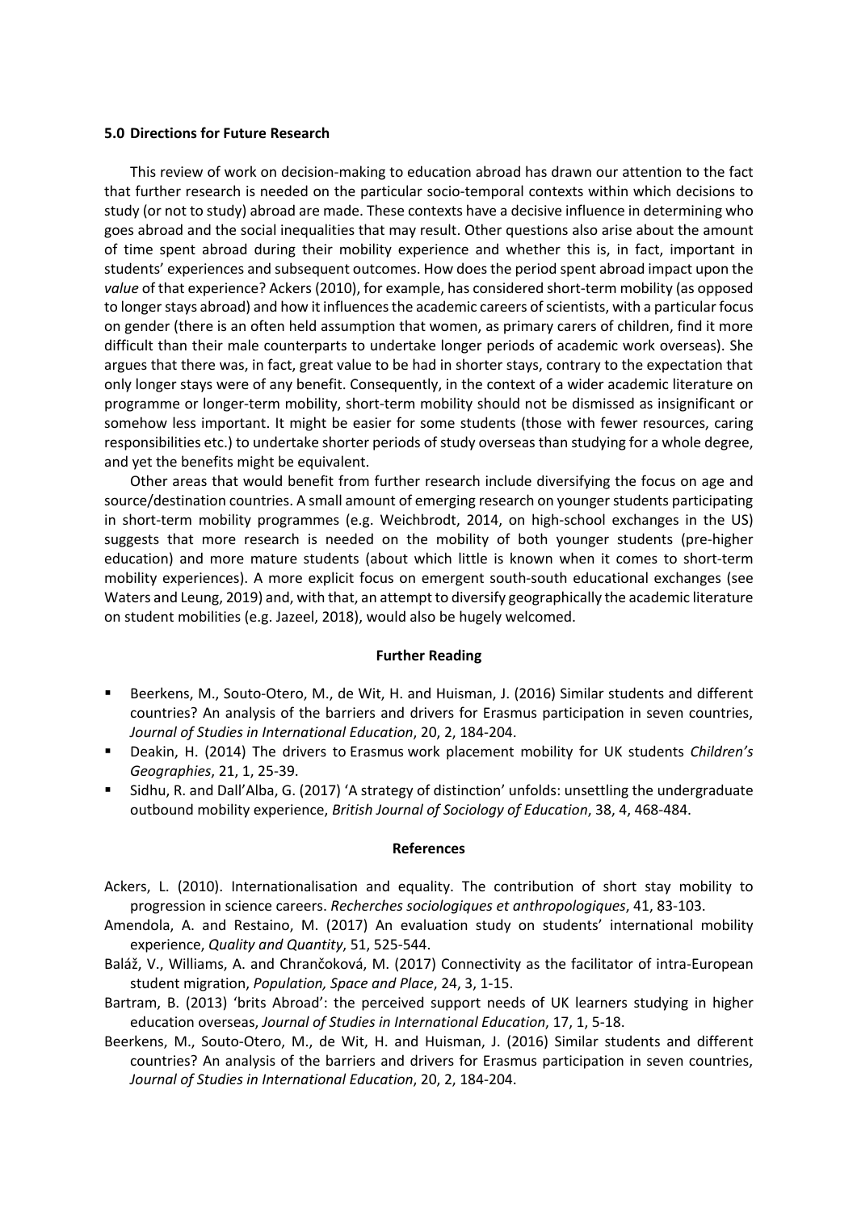## 5.0 Directions for Future Research

This review of work on decision-making to education abroad has drawn our attention to the fact that further research is needed on the particular socio-temporal contexts within which decisions to study (or not to study) abroad are made. These contexts have a decisive influence in determining who goes abroad and the social inequalities that may result. Other questions also arise about the amount of time spent abroad during their mobility experience and whether this is, in fact, important in students' experiences and subsequent outcomes. How does the period spent abroad impact upon the *value* of that experience? Ackers (2010), for example, has considered short-term mobility (as opposed to longer stays abroad) and how it influences the academic careers of scientists, with a particular focus on gender (there is an often held assumption that women, as primary carers of children, find it more difficult than their male counterparts to undertake longer periods of academic work overseas). She argues that there was, in fact, great value to be had in shorter stays, contrary to the expectation that only longer stays were of any benefit. Consequently, in the context of a wider academic literature on programme or longer-term mobility, short-term mobility should not be dismissed as insignificant or somehow less important. It might be easier for some students (those with fewer resources, caring responsibilities etc.) to undertake shorter periods of study overseas than studying for a whole degree, and yet the benefits might be equivalent.

Other areas that would benefit from further research include diversifying the focus on age and source/destination countries. A small amount of emerging research on younger students participating in short-term mobility programmes (e.g. Weichbrodt, 2014, on high-school exchanges in the US) suggests that more research is needed on the mobility of both younger students (pre-higher education) and more mature students (about which little is known when it comes to short-term mobility experiences). A more explicit focus on emergent south-south educational exchanges (see Waters and Leung, 2019) and, with that, an attempt to diversify geographically the academic literature on student mobilities (e.g. Jazeel, 2018), would also be hugely welcomed.

### Further Reading

- Beerkens, M., Souto-Otero, M., de Wit, H. and Huisman, J. (2016) Similar students and different countries? An analysis of the barriers and drivers for Erasmus participation in seven countries, *Journal of Studies in International Education*, 20, 2, 184-204.
- Deakin, H. (2014) The drivers to Erasmus work placement mobility for UK students *Children's Geographies*, 21, 1, 25-39.
- Sidhu, R. and Dall'Alba, G. (2017) 'A strategy of distinction' unfolds: unsettling the undergraduate outbound mobility experience, *British Journal of Sociology of Education*, 38, 4, 468-484.

### References

Ackers, L. (2010). Internationalisation and equality. The contribution of short stay mobility to progression in science careers. *Recherches sociologiques et anthropologiques*, 41, 83-103.

Amendola, A. and Restaino, M. (2017) An evaluation study on students' international mobility experience, *Quality and Quantity*, 51, 525-544.

Baláž, V., Williams, A. and Chrančoková, M. (2017) Connectivity as the facilitator of intra-European student migration, *Population, Space and Place*, 24, 3, 1-15.

Bartram, B. (2013) 'brits Abroad': the perceived support needs of UK learners studying in higher education overseas, *Journal of Studies in International Education*, 17, 1, 5-18.

Beerkens, M., Souto-Otero, M., de Wit, H. and Huisman, J. (2016) Similar students and different countries? An analysis of the barriers and drivers for Erasmus participation in seven countries, *Journal of Studies in International Education*, 20, 2, 184-204.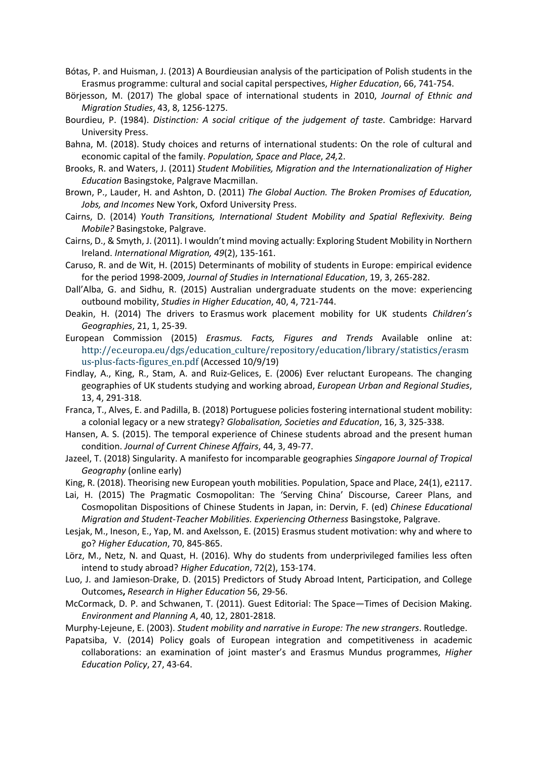Bótas, P. and Huisman, J. (2013) A Bourdieusian analysis of the participation of Polish students in the Erasmus programme: cultural and social capital perspectives, *Higher Education*, 66, 741-754.

Börjesson, M. (2017) The global space of international students in 2010, *Journal of Ethnic and Migration Studies*, 43, 8, 1256-1275.

Bourdieu, P. (1984). *Distinction: A social critique of the judgement of taste*. Cambridge: Harvard University Press.

Bahna, M. (2018). Study choices and returns of international students: On the role of cultural and economic capital of the family. *Population, Space and Place*, *24,*2.

Brooks, R. and Waters, J. (2011) *Student Mobilities, Migration and the Internationalization of Higher Education* Basingstoke, Palgrave Macmillan.

Brown, P., Lauder, H. and Ashton, D. (2011) *The Global Auction. The Broken Promises of Education, Jobs, and Incomes* New York, Oxford University Press.

Cairns, D. (2014) *Youth Transitions, International Student Mobility and Spatial Reflexivity. Being Mobile?* Basingstoke, Palgrave.

Cairns, D., & Smyth, J. (2011). I wouldn't mind moving actually: Exploring Student Mobility in Northern Ireland. *International Migration, 49*(2), 135-161.

Caruso, R. and de Wit, H. (2015) Determinants of mobility of students in Europe: empirical evidence for the period 1998-2009, *Journal of Studies in International Education*, 19, 3, 265-282.

Dall'Alba, G. and Sidhu, R. (2015) Australian undergraduate students on the move: experiencing outbound mobility, *Studies in Higher Education*, 40, 4, 721-744.

Deakin, H. (2014) The drivers to Erasmus work placement mobility for UK students *Children's Geographies*, 21, 1, 25-39.

European Commission (2015) *Erasmus. Facts, Figures and Trends* Available online at: http://ec.europa.eu/dgs/education_culture/repository/education/library/statistics/erasmus-plus-facts-figures_en.pdf (Accessed 10/9/19)

Findlay, A., King, R., Stam, A. and Ruiz-Gelices, E. (2006) Ever reluctant Europeans. The changing geographies of UK students studying and working abroad, *European Urban and Regional Studies*, 13, 4, 291-318.

Franca, T., Alves, E. and Padilla, B. (2018) Portuguese policies fostering international student mobility: a colonial legacy or a new strategy? *Globalisation, Societies and Education*, 16, 3, 325-338.

Hansen, A. S. (2015). The temporal experience of Chinese students abroad and the present human condition. *Journal of Current Chinese Affairs*, 44, 3, 49-77.

Jazeel, T. (2018) Singularity. A manifesto for incomparable geographies *Singapore Journal of Tropical Geography* (online early)

King, R. (2018). Theorising new European youth mobilities. Population, Space and Place, 24(1), e2117.

Lai, H. (2015) The Pragmatic Cosmopolitan: The 'Serving China' Discourse, Career Plans, and Cosmopolitan Dispositions of Chinese Students in Japan, in: Dervin, F. (ed) *Chinese Educational Migration and Student-Teacher Mobilities. Experiencing Otherness* Basingstoke, Palgrave.

Lesjak, M., Ineson, E., Yap, M. and Axelsson, E. (2015) Erasmus student motivation: why and where to go? *Higher Education*, 70, 845-865.

Lörz, M., Netz, N. and Quast, H. (2016). Why do students from underprivileged families less often intend to study abroad? *Higher Education*, 72(2), 153-174.

Luo, J. and Jamieson-Drake, D. (2015) Predictors of Study Abroad Intent, Participation, and College Outcomes**,** *Research in Higher Education* 56, 29-56.

McCormack, D. P. and Schwanen, T. (2011). Guest Editorial: The Space—Times of Decision Making. *Environment and Planning A*, 40, 12, 2801-2818.

Murphy-Lejeune, E. (2003). *Student mobility and narrative in Europe: The new strangers*. Routledge.

Papatsiba, V. (2014) Policy goals of European integration and competitiveness in academic collaborations: an examination of joint master's and Erasmus Mundus programmes, *Higher Education Policy*, 27, 43-64.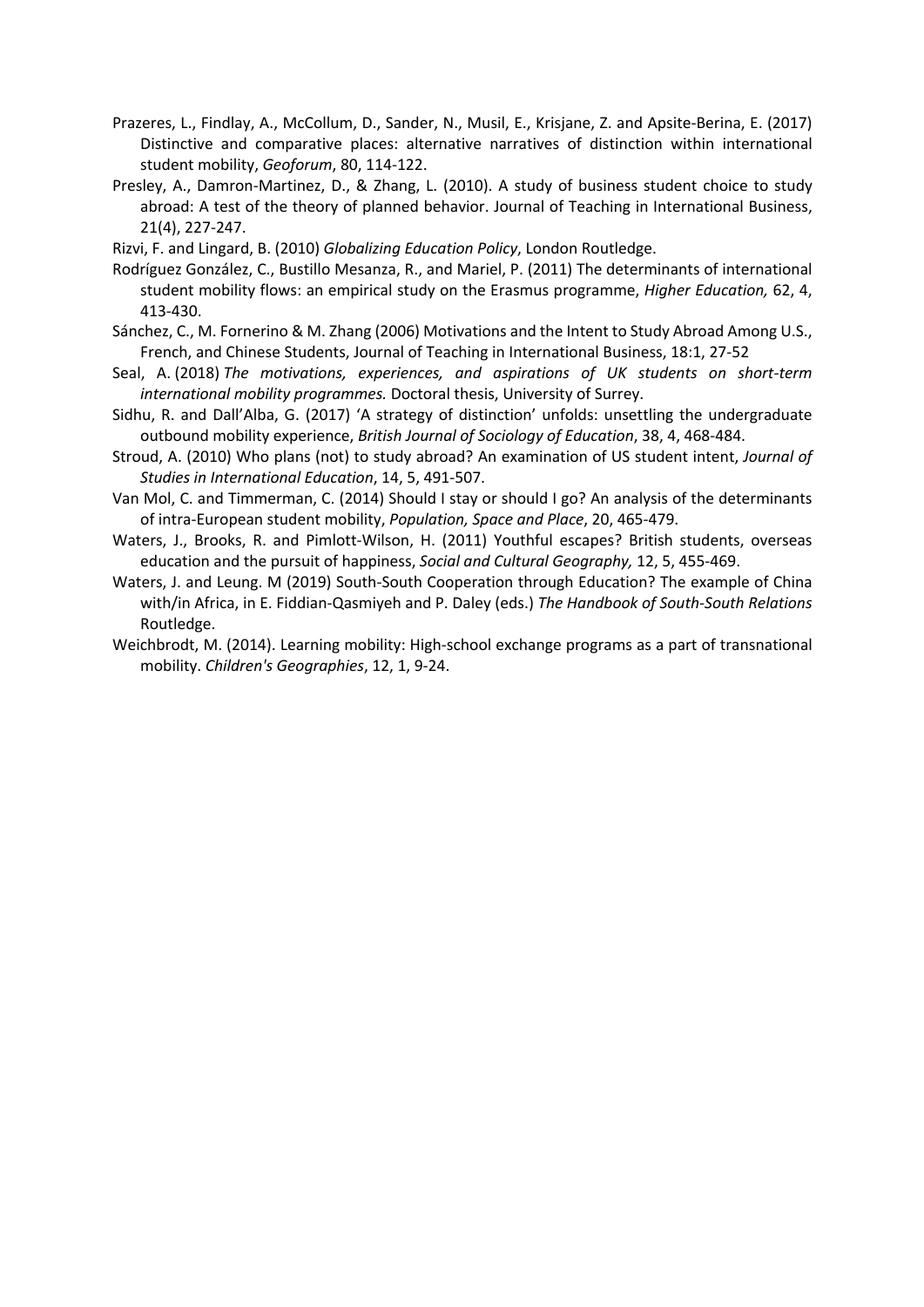Prazeres, L., Findlay, A., McCollum, D., Sander, N., Musil, E., Krisjane, Z. and Apsite-Berina, E. (2017) Distinctive and comparative places: alternative narratives of distinction within international student mobility, *Geoforum*, 80, 114-122.

Presley, A., Damron-Martinez, D., & Zhang, L. (2010). A study of business student choice to study abroad: A test of the theory of planned behavior. Journal of Teaching in International Business, 21(4), 227-247.

Rizvi, F. and Lingard, B. (2010) *Globalizing Education Policy*, London Routledge.

Rodríguez González, C., Bustillo Mesanza, R., and Mariel, P. (2011) The determinants of international student mobility flows: an empirical study on the Erasmus programme, *Higher Education,* 62, 4, 413-430.

Sánchez, C., M. Fornerino & M. Zhang (2006) Motivations and the Intent to Study Abroad Among U.S., French, and Chinese Students, Journal of Teaching in International Business, 18:1, 27-52

Seal, A. (2018) *The motivations, experiences, and aspirations of UK students on short-term international mobility programmes.* Doctoral thesis, University of Surrey.

Sidhu, R. and Dall'Alba, G. (2017) 'A strategy of distinction' unfolds: unsettling the undergraduate outbound mobility experience, *British Journal of Sociology of Education*, 38, 4, 468-484.

Stroud, A. (2010) Who plans (not) to study abroad? An examination of US student intent, *Journal of Studies in International Education*, 14, 5, 491-507.

Van Mol, C. and Timmerman, C. (2014) Should I stay or should I go? An analysis of the determinants of intra-European student mobility, *Population, Space and Place*, 20, 465-479.

Waters, J., Brooks, R. and Pimlott-Wilson, H. (2011) Youthful escapes? British students, overseas education and the pursuit of happiness, *Social and Cultural Geography,* 12, 5, 455-469.

Waters, J. and Leung. M (2019) South-South Cooperation through Education? The example of China with/in Africa, in E. Fiddian-Qasmiyeh and P. Daley (eds.) *The Handbook of South-South Relations* Routledge.

Weichbrodt, M. (2014). Learning mobility: High-school exchange programs as a part of transnational mobility. *Children's Geographies*, 12, 1, 9-24.